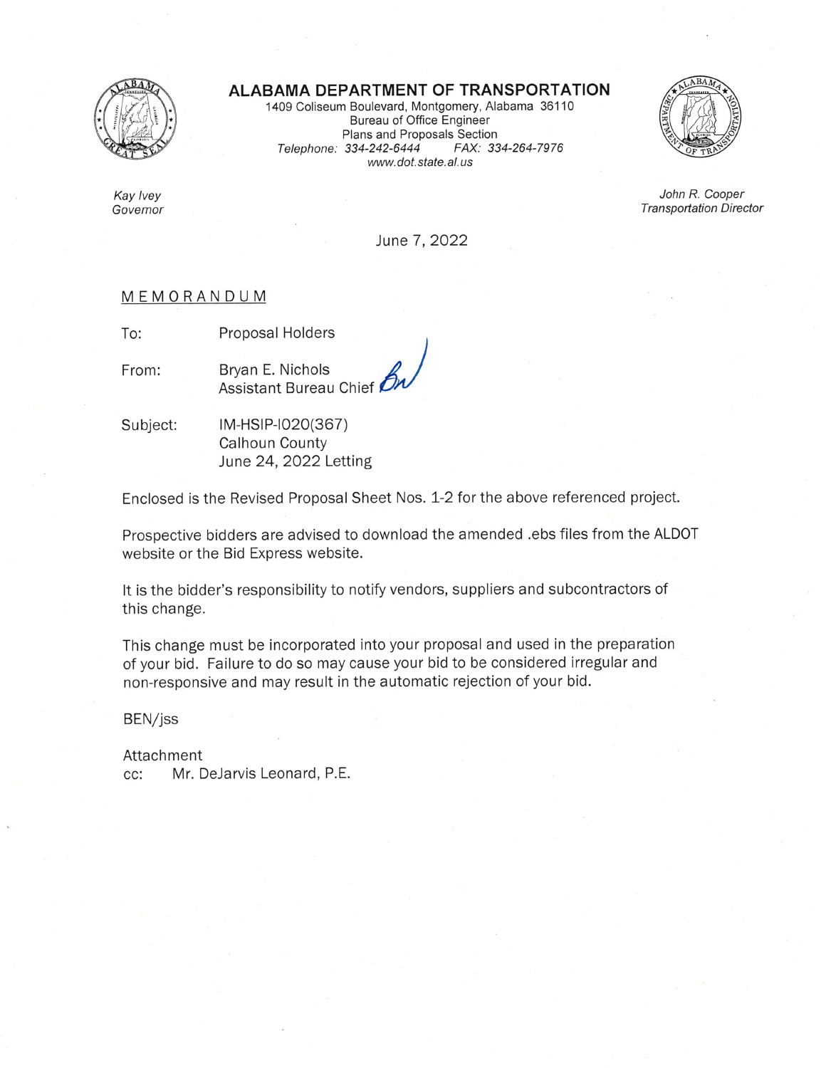# ALABAMA DEPARTMENT OF TRANSPORTATION

1409 Coliseum Boulevard, Montgomery, Alabama 36110
Bureau of Office Engineer
Plans and Proposals Section
*Telephone: 334-242-6444* *FAX: 334-264-7976*
*www.dot.state.al.us*

*Kay Ivey*
*Governor*

*John R. Cooper*
*Transportation Director*

June 7, 2022

## MEMORANDUM

To: Proposal Holders

From: Bryan E. Nichols
Assistant Bureau Chief

Subject: IM-HSIP-I020(367)
Calhoun County
June 24, 2022 Letting

Enclosed is the Revised Proposal Sheet Nos. 1-2 for the above referenced project.

Prospective bidders are advised to download the amended .ebs files from the ALDOT website or the Bid Express website.

It is the bidder's responsibility to notify vendors, suppliers and subcontractors of this change.

This change must be incorporated into your proposal and used in the preparation of your bid. Failure to do so may cause your bid to be considered irregular and non-responsive and may result in the automatic rejection of your bid.

BEN/jss

Attachment
cc: Mr. DeJarvis Leonard, P.E.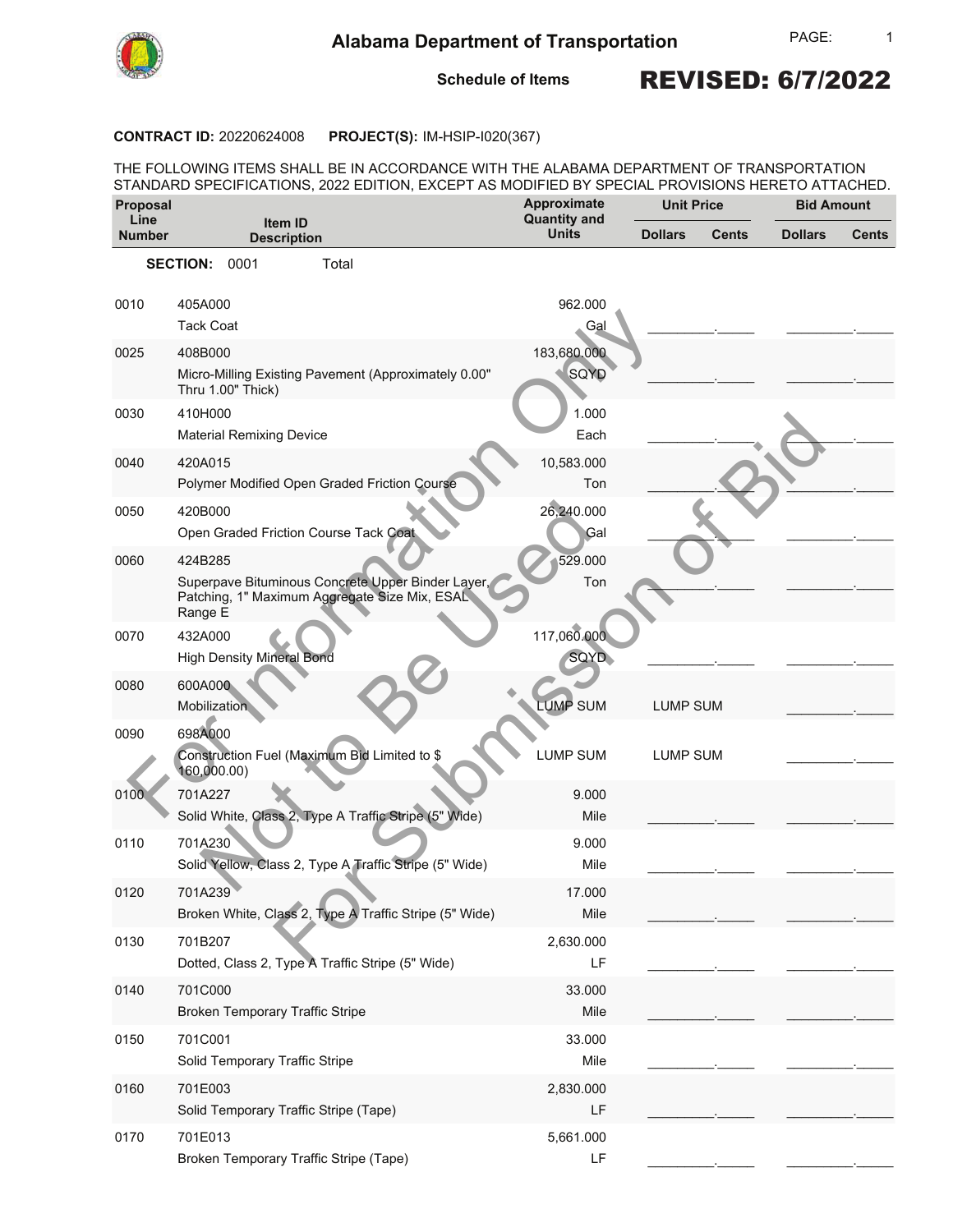# Alabama Department of Transportation

**Schedule of Items**

**REVISED: 6/7/2022**

**CONTRACT ID:** 20220624008 **PROJECT(S):** IM-HSIP-I020(367)

THE FOLLOWING ITEMS SHALL BE IN ACCORDANCE WITH THE ALABAMA DEPARTMENT OF TRANSPORTATION STANDARD SPECIFICATIONS, 2022 EDITION, EXCEPT AS MODIFIED BY SPECIAL PROVISIONS HERETO ATTACHED.

| Proposal Line Number | Item ID Description | Approximate Quantity and Units | Unit Price | | Bid Amount | |
|---|---|---|---|---|---|---|
| | | | Dollars | Cents | Dollars | Cents |
| **SECTION:** 0001 | Total | | | | | |
| 0010 | 405A000<br>Tack Coat | 962.000<br>Gal | ________ | _____ | ________ | _____ |
| 0025 | 408B000<br>Micro-Milling Existing Pavement (Approximately 0.00" Thru 1.00" Thick) | 183,680.000<br>SQYD | ________ | _____ | ________ | _____ |
| 0030 | 410H000<br>Material Remixing Device | 1.000<br>Each | ________ | _____ | ________ | _____ |
| 0040 | 420A015<br>Polymer Modified Open Graded Friction Course | 10,583.000<br>Ton | ________ | _____ | ________ | _____ |
| 0050 | 420B000<br>Open Graded Friction Course Tack Coat | 26,240.000<br>Gal | ________ | _____ | ________ | _____ |
| 0060 | 424B285<br>Superpave Bituminous Concrete Upper Binder Layer, Patching, 1" Maximum Aggregate Size Mix, ESAL Range E | 529.000<br>Ton | ________ | _____ | ________ | _____ |
| 0070 | 432A000<br>High Density Mineral Bond | 117,060.000<br>SQYD | ________ | _____ | ________ | _____ |
| 0080 | 600A000<br>Mobilization | LUMP SUM | LUMP SUM | | ________ | _____ |
| 0090 | 698A000<br>Construction Fuel (Maximum Bid Limited to $ 160,000.00) | LUMP SUM | LUMP SUM | | ________ | _____ |
| 0100 | 701A227<br>Solid White, Class 2, Type A Traffic Stripe (5" Wide) | 9.000<br>Mile | ________ | _____ | ________ | _____ |
| 0110 | 701A230<br>Solid Yellow, Class 2, Type A Traffic Stripe (5" Wide) | 9.000<br>Mile | ________ | _____ | ________ | _____ |
| 0120 | 701A239<br>Broken White, Class 2, Type A Traffic Stripe (5" Wide) | 17.000<br>Mile | ________ | _____ | ________ | _____ |
| 0130 | 701B207<br>Dotted, Class 2, Type A Traffic Stripe (5" Wide) | 2,630.000<br>LF | ________ | _____ | ________ | _____ |
| 0140 | 701C000<br>Broken Temporary Traffic Stripe | 33.000<br>Mile | ________ | _____ | ________ | _____ |
| 0150 | 701C001<br>Solid Temporary Traffic Stripe | 33.000<br>Mile | ________ | _____ | ________ | _____ |
| 0160 | 701E003<br>Solid Temporary Traffic Stripe (Tape) | 2,830.000<br>LF | ________ | _____ | ________ | _____ |
| 0170 | 701E013<br>Broken Temporary Traffic Stripe (Tape) | 5,661.000<br>LF | ________ | _____ | ________ | _____ |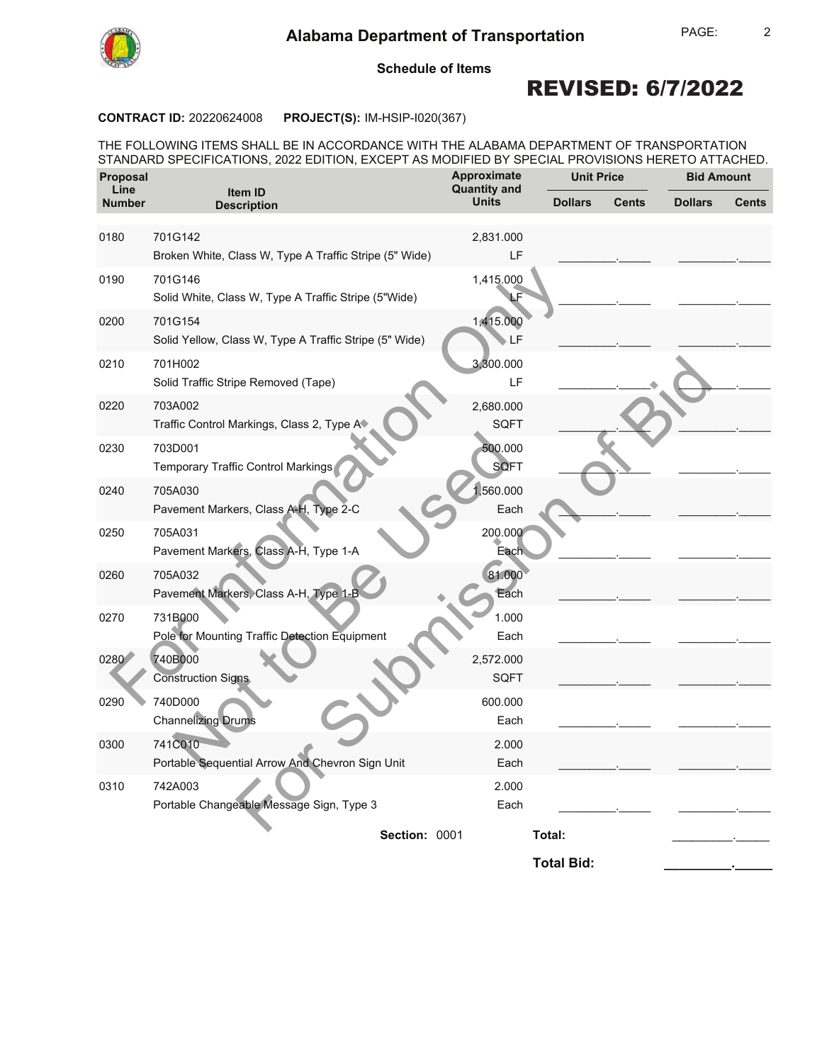# Alabama Department of Transportation

**Schedule of Items**

## REVISED: 6/7/2022

**CONTRACT ID:** 20220624008 **PROJECT(S):** IM-HSIP-I020(367)

THE FOLLOWING ITEMS SHALL BE IN ACCORDANCE WITH THE ALABAMA DEPARTMENT OF TRANSPORTATION STANDARD SPECIFICATIONS, 2022 EDITION, EXCEPT AS MODIFIED BY SPECIAL PROVISIONS HERETO ATTACHED.

| Proposal Line Number | Item ID Description | Approximate Quantity and Units | Unit Price Dollars | Unit Price Cents | Bid Amount Dollars | Bid Amount Cents |
|---|---|---|---|---|---|---|
| 0180 | 701G142<br>Broken White, Class W, Type A Traffic Stripe (5" Wide) | 2,831.000<br>LF | | | | |
| 0190 | 701G146<br>Solid White, Class W, Type A Traffic Stripe (5"Wide) | 1,415.000<br>LF | | | | |
| 0200 | 701G154<br>Solid Yellow, Class W, Type A Traffic Stripe (5" Wide) | 1,415.000<br>LF | | | | |
| 0210 | 701H002<br>Solid Traffic Stripe Removed (Tape) | 3,300.000<br>LF | | | | |
| 0220 | 703A002<br>Traffic Control Markings, Class 2, Type A | 2,680.000<br>SQFT | | | | |
| 0230 | 703D001<br>Temporary Traffic Control Markings | 500.000<br>SQFT | | | | |
| 0240 | 705A030<br>Pavement Markers, Class A-H, Type 2-C | 1,560.000<br>Each | | | | |
| 0250 | 705A031<br>Pavement Markers, Class A-H, Type 1-A | 200.000<br>Each | | | | |
| 0260 | 705A032<br>Pavement Markers, Class A-H, Type 1-B | 81.000<br>Each | | | | |
| 0270 | 731B000<br>Pole for Mounting Traffic Detection Equipment | 1.000<br>Each | | | | |
| 0280 | 740B000<br>Construction Signs | 2,572.000<br>SQFT | | | | |
| 0290 | 740D000<br>Channelizing Drums | 600.000<br>Each | | | | |
| 0300 | 741C010<br>Portable Sequential Arrow And Chevron Sign Unit | 2.000<br>Each | | | | |
| 0310 | 742A003<br>Portable Changeable Message Sign, Type 3 | 2.000<br>Each | | | | |

**Section:** 0001 **Total:** ________.______

**Total Bid:** ________.______

For Information Only
Not to Be Used For Submission of Bid